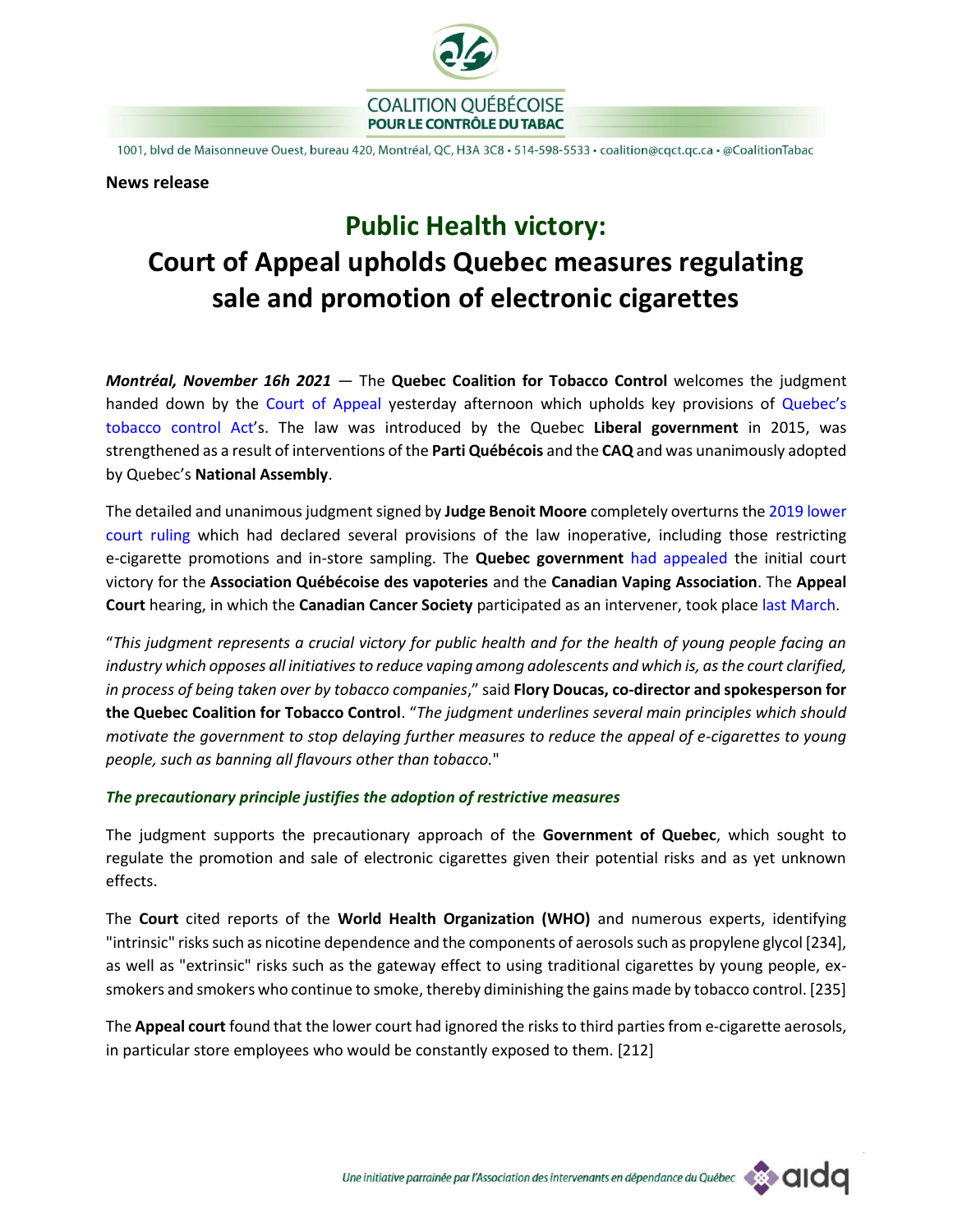**News release**

# Public Health victory:

# Court of Appeal upholds Quebec measures regulating sale and promotion of electronic cigarettes

***Montréal, November 16h 2021*** — The **Quebec Coalition for Tobacco Control** welcomes the judgment handed down by the Court of Appeal yesterday afternoon which upholds key provisions of Quebec's tobacco control Act's. The law was introduced by the Quebec **Liberal government** in 2015, was strengthened as a result of interventions of the **Parti Québécois** and the **CAQ** and was unanimously adopted by Quebec's **National Assembly**.

The detailed and unanimous judgment signed by **Judge Benoit Moore** completely overturns the 2019 lower court ruling which had declared several provisions of the law inoperative, including those restricting e-cigarette promotions and in-store sampling. The **Quebec government** had appealed the initial court victory for the **Association Québécoise des vapoteries** and the **Canadian Vaping Association**. The **Appeal Court** hearing, in which the **Canadian Cancer Society** participated as an intervener, took place last March.

"*This judgment represents a crucial victory for public health and for the health of young people facing an industry which opposes all initiatives to reduce vaping among adolescents and which is, as the court clarified, in process of being taken over by tobacco companies*," said **Flory Doucas, co-director and spokesperson for the Quebec Coalition for Tobacco Control**. "*The judgment underlines several main principles which should motivate the government to stop delaying further measures to reduce the appeal of e-cigarettes to young people, such as banning all flavours other than tobacco.*"

***The precautionary principle justifies the adoption of restrictive measures***

The judgment supports the precautionary approach of the **Government of Quebec**, which sought to regulate the promotion and sale of electronic cigarettes given their potential risks and as yet unknown effects.

The **Court** cited reports of the **World Health Organization (WHO)** and numerous experts, identifying "intrinsic" risks such as nicotine dependence and the components of aerosols such as propylene glycol [234], as well as "extrinsic" risks such as the gateway effect to using traditional cigarettes by young people, ex-smokers and smokers who continue to smoke, thereby diminishing the gains made by tobacco control. [235]

The **Appeal court** found that the lower court had ignored the risks to third parties from e-cigarette aerosols, in particular store employees who would be constantly exposed to them. [212]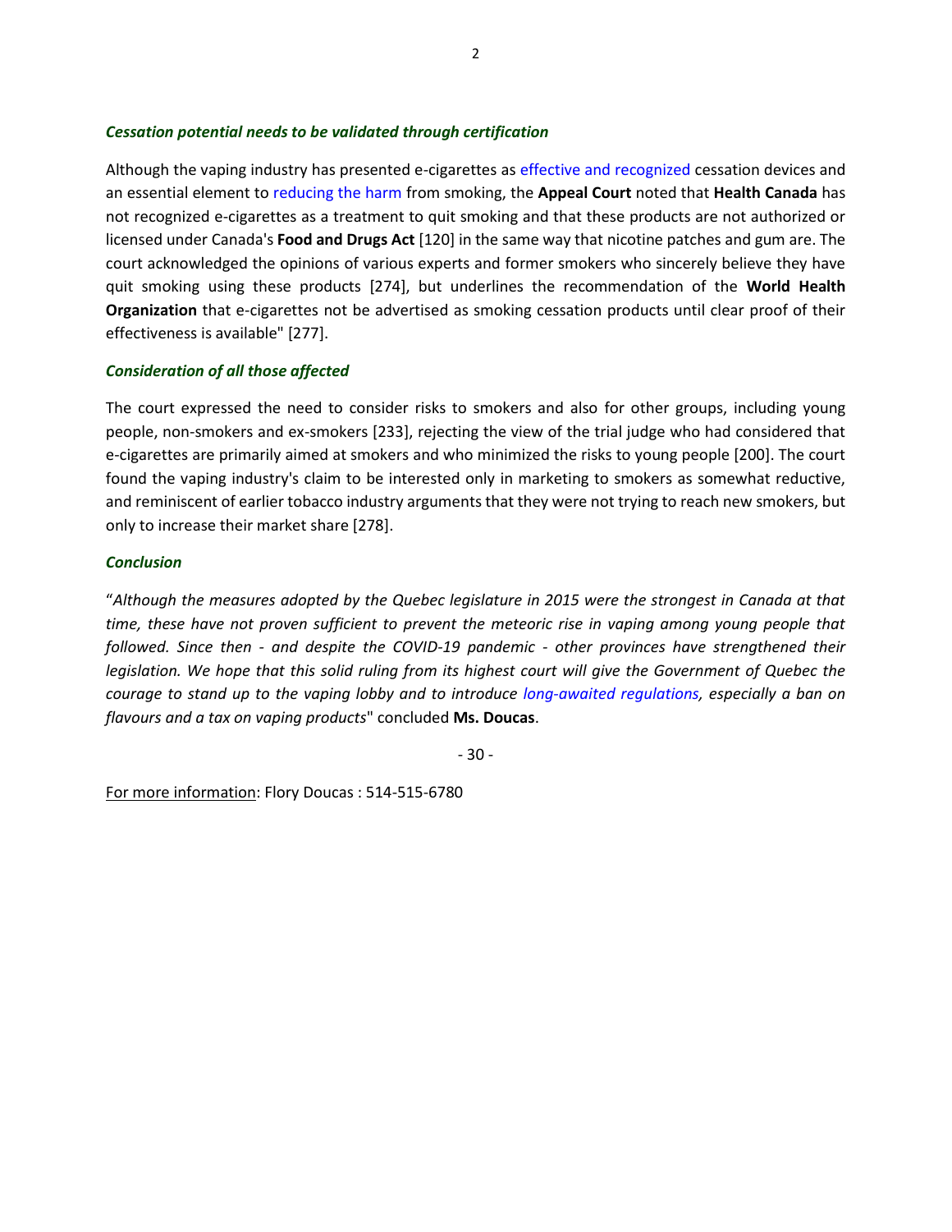### *Cessation potential needs to be validated through certification*

Although the vaping industry has presented e-cigarettes as effective and recognized cessation devices and an essential element to reducing the harm from smoking, the **Appeal Court** noted that **Health Canada** has not recognized e-cigarettes as a treatment to quit smoking and that these products are not authorized or licensed under Canada's **Food and Drugs Act** [120] in the same way that nicotine patches and gum are. The court acknowledged the opinions of various experts and former smokers who sincerely believe they have quit smoking using these products [274], but underlines the recommendation of the **World Health Organization** that e-cigarettes not be advertised as smoking cessation products until clear proof of their effectiveness is available" [277].

### *Consideration of all those affected*

The court expressed the need to consider risks to smokers and also for other groups, including young people, non-smokers and ex-smokers [233], rejecting the view of the trial judge who had considered that e-cigarettes are primarily aimed at smokers and who minimized the risks to young people [200]. The court found the vaping industry's claim to be interested only in marketing to smokers as somewhat reductive, and reminiscent of earlier tobacco industry arguments that they were not trying to reach new smokers, but only to increase their market share [278].

### *Conclusion*

"*Although the measures adopted by the Quebec legislature in 2015 were the strongest in Canada at that time, these have not proven sufficient to prevent the meteoric rise in vaping among young people that followed. Since then - and despite the COVID-19 pandemic - other provinces have strengthened their legislation. We hope that this solid ruling from its highest court will give the Government of Quebec the courage to stand up to the vaping lobby and to introduce long-awaited regulations, especially a ban on flavours and a tax on vaping products*" concluded **Ms. Doucas**.

- 30 -

For more information: Flory Doucas : 514-515-6780